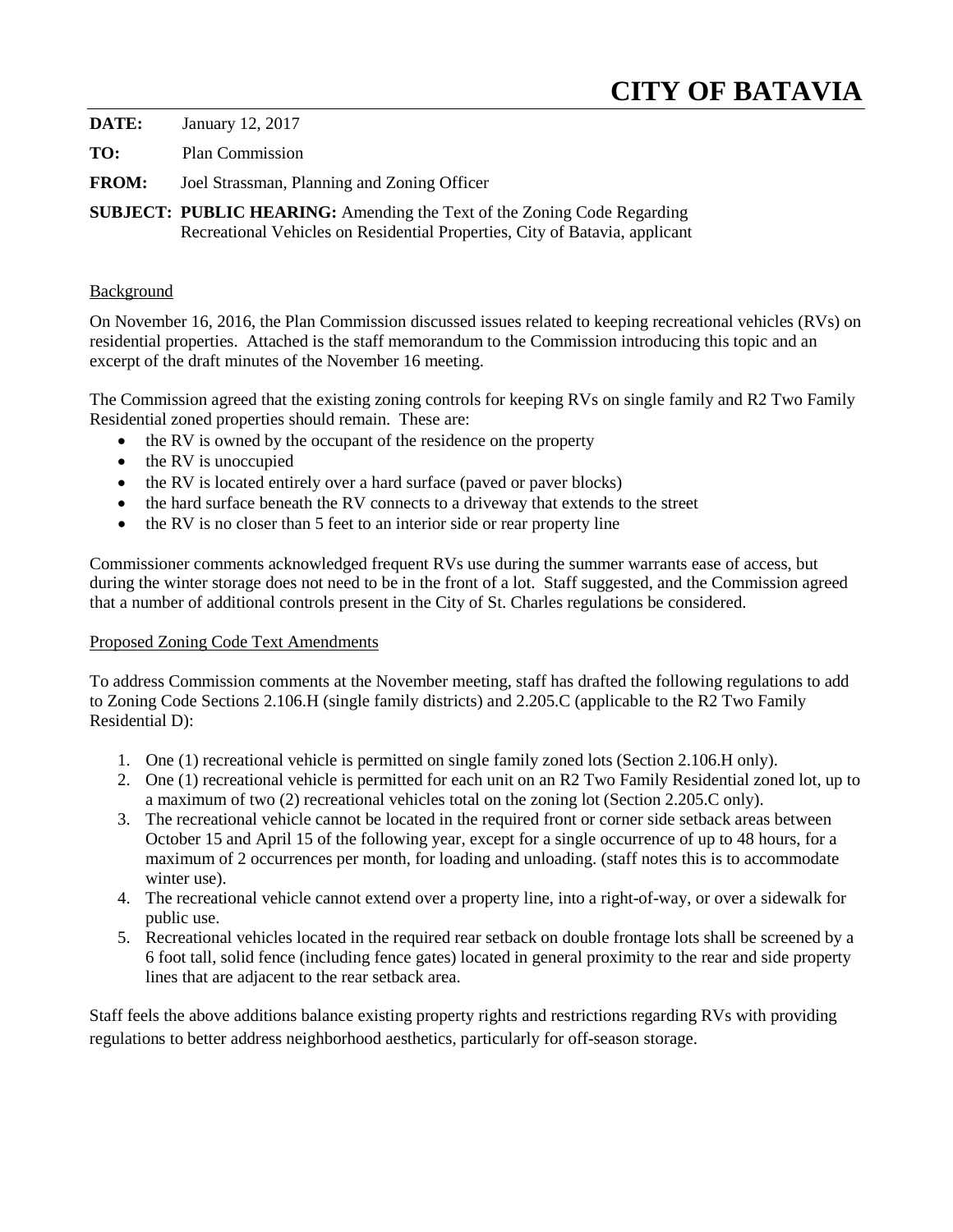# CITY OF BATAVIA

**DATE:** January 12, 2017

**TO:** Plan Commission

**FROM:** Joel Strassman, Planning and Zoning Officer

**SUBJECT:** **PUBLIC HEARING:** Amending the Text of the Zoning Code Regarding Recreational Vehicles on Residential Properties, City of Batavia, applicant

## Background

On November 16, 2016, the Plan Commission discussed issues related to keeping recreational vehicles (RVs) on residential properties. Attached is the staff memorandum to the Commission introducing this topic and an excerpt of the draft minutes of the November 16 meeting.

The Commission agreed that the existing zoning controls for keeping RVs on single family and R2 Two Family Residential zoned properties should remain. These are:

- the RV is owned by the occupant of the residence on the property
- the RV is unoccupied
- the RV is located entirely over a hard surface (paved or paver blocks)
- the hard surface beneath the RV connects to a driveway that extends to the street
- the RV is no closer than 5 feet to an interior side or rear property line

Commissioner comments acknowledged frequent RVs use during the summer warrants ease of access, but during the winter storage does not need to be in the front of a lot. Staff suggested, and the Commission agreed that a number of additional controls present in the City of St. Charles regulations be considered.

## Proposed Zoning Code Text Amendments

To address Commission comments at the November meeting, staff has drafted the following regulations to add to Zoning Code Sections 2.106.H (single family districts) and 2.205.C (applicable to the R2 Two Family Residential D):

1. One (1) recreational vehicle is permitted on single family zoned lots (Section 2.106.H only).
2. One (1) recreational vehicle is permitted for each unit on an R2 Two Family Residential zoned lot, up to a maximum of two (2) recreational vehicles total on the zoning lot (Section 2.205.C only).
3. The recreational vehicle cannot be located in the required front or corner side setback areas between October 15 and April 15 of the following year, except for a single occurrence of up to 48 hours, for a maximum of 2 occurrences per month, for loading and unloading. (staff notes this is to accommodate winter use).
4. The recreational vehicle cannot extend over a property line, into a right-of-way, or over a sidewalk for public use.
5. Recreational vehicles located in the required rear setback on double frontage lots shall be screened by a 6 foot tall, solid fence (including fence gates) located in general proximity to the rear and side property lines that are adjacent to the rear setback area.

Staff feels the above additions balance existing property rights and restrictions regarding RVs with providing regulations to better address neighborhood aesthetics, particularly for off-season storage.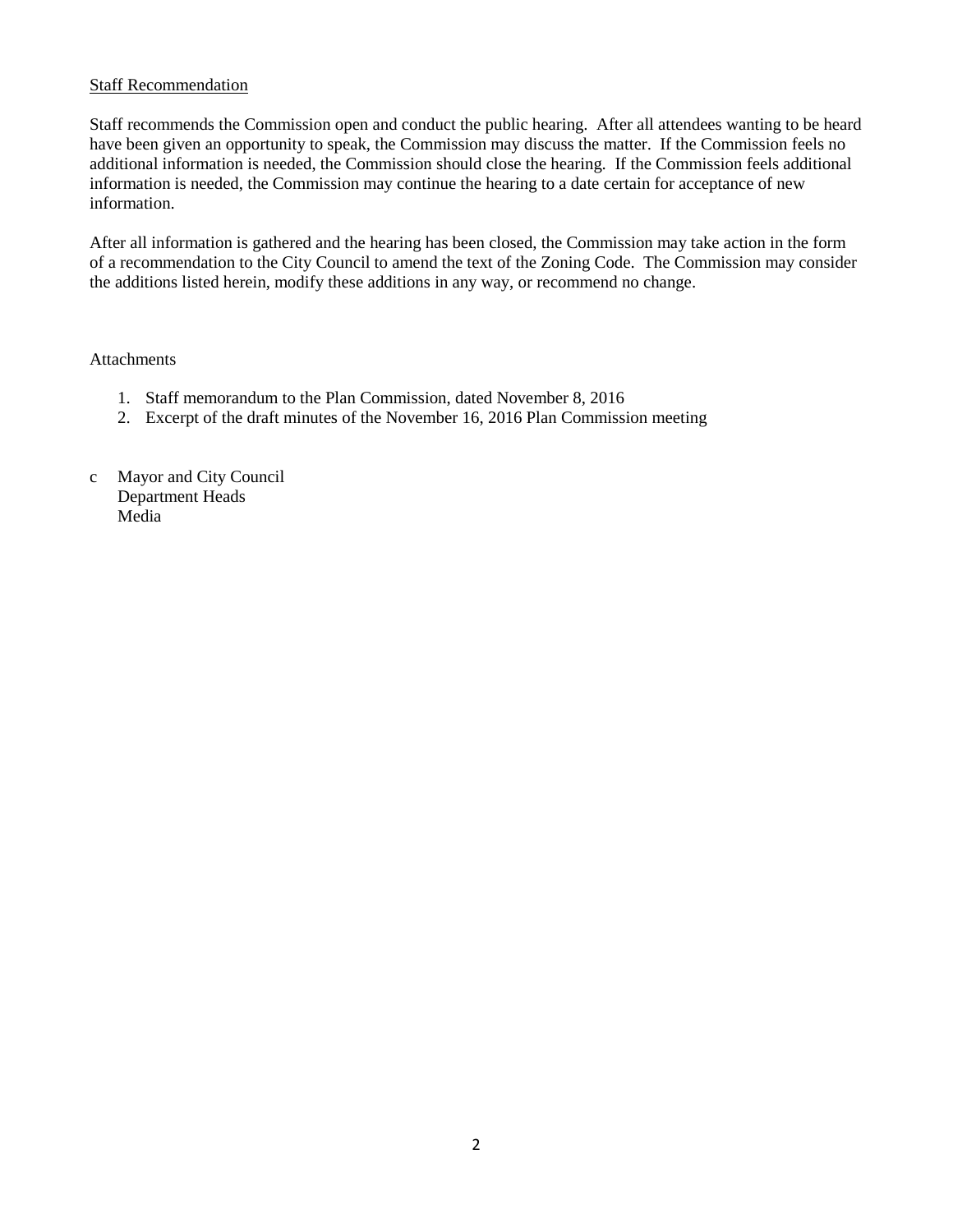<u>Staff Recommendation</u>

Staff recommends the Commission open and conduct the public hearing. After all attendees wanting to be heard have been given an opportunity to speak, the Commission may discuss the matter. If the Commission feels no additional information is needed, the Commission should close the hearing. If the Commission feels additional information is needed, the Commission may continue the hearing to a date certain for acceptance of new information.

After all information is gathered and the hearing has been closed, the Commission may take action in the form of a recommendation to the City Council to amend the text of the Zoning Code. The Commission may consider the additions listed herein, modify these additions in any way, or recommend no change.

Attachments

1. Staff memorandum to the Plan Commission, dated November 8, 2016
2. Excerpt of the draft minutes of the November 16, 2016 Plan Commission meeting

c Mayor and City Council
 Department Heads
 Media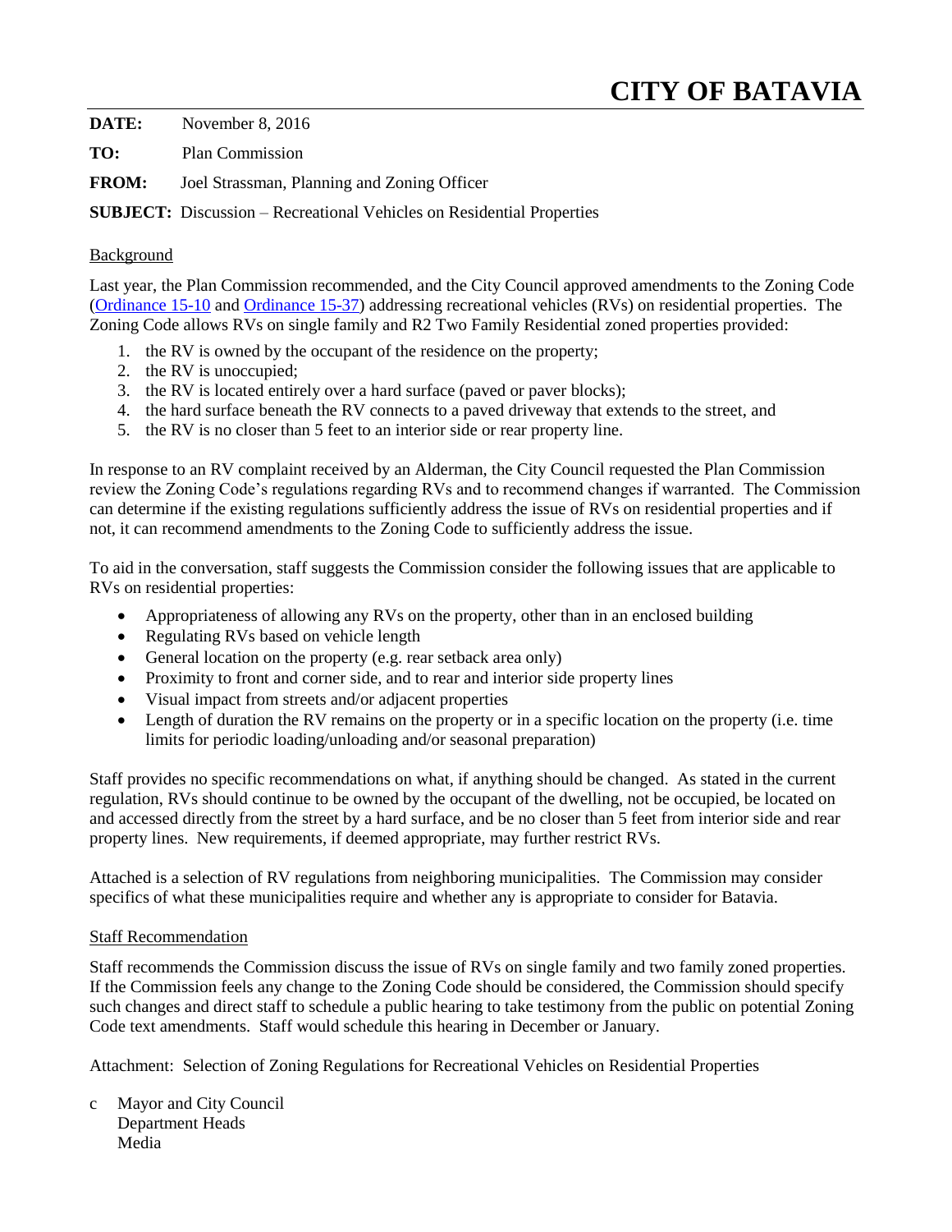# CITY OF BATAVIA

**DATE:** November 8, 2016

**TO:** Plan Commission

**FROM:** Joel Strassman, Planning and Zoning Officer

**SUBJECT:** Discussion – Recreational Vehicles on Residential Properties

## Background

Last year, the Plan Commission recommended, and the City Council approved amendments to the Zoning Code (Ordinance 15-10 and Ordinance 15-37) addressing recreational vehicles (RVs) on residential properties. The Zoning Code allows RVs on single family and R2 Two Family Residential zoned properties provided:

1. the RV is owned by the occupant of the residence on the property;
2. the RV is unoccupied;
3. the RV is located entirely over a hard surface (paved or paver blocks);
4. the hard surface beneath the RV connects to a paved driveway that extends to the street, and
5. the RV is no closer than 5 feet to an interior side or rear property line.

In response to an RV complaint received by an Alderman, the City Council requested the Plan Commission review the Zoning Code's regulations regarding RVs and to recommend changes if warranted. The Commission can determine if the existing regulations sufficiently address the issue of RVs on residential properties and if not, it can recommend amendments to the Zoning Code to sufficiently address the issue.

To aid in the conversation, staff suggests the Commission consider the following issues that are applicable to RVs on residential properties:

- Appropriateness of allowing any RVs on the property, other than in an enclosed building
- Regulating RVs based on vehicle length
- General location on the property (e.g. rear setback area only)
- Proximity to front and corner side, and to rear and interior side property lines
- Visual impact from streets and/or adjacent properties
- Length of duration the RV remains on the property or in a specific location on the property (i.e. time limits for periodic loading/unloading and/or seasonal preparation)

Staff provides no specific recommendations on what, if anything should be changed. As stated in the current regulation, RVs should continue to be owned by the occupant of the dwelling, not be occupied, be located on and accessed directly from the street by a hard surface, and be no closer than 5 feet from interior side and rear property lines. New requirements, if deemed appropriate, may further restrict RVs.

Attached is a selection of RV regulations from neighboring municipalities. The Commission may consider specifics of what these municipalities require and whether any is appropriate to consider for Batavia.

## Staff Recommendation

Staff recommends the Commission discuss the issue of RVs on single family and two family zoned properties. If the Commission feels any change to the Zoning Code should be considered, the Commission should specify such changes and direct staff to schedule a public hearing to take testimony from the public on potential Zoning Code text amendments. Staff would schedule this hearing in December or January.

Attachment: Selection of Zoning Regulations for Recreational Vehicles on Residential Properties

c Mayor and City Council
Department Heads
Media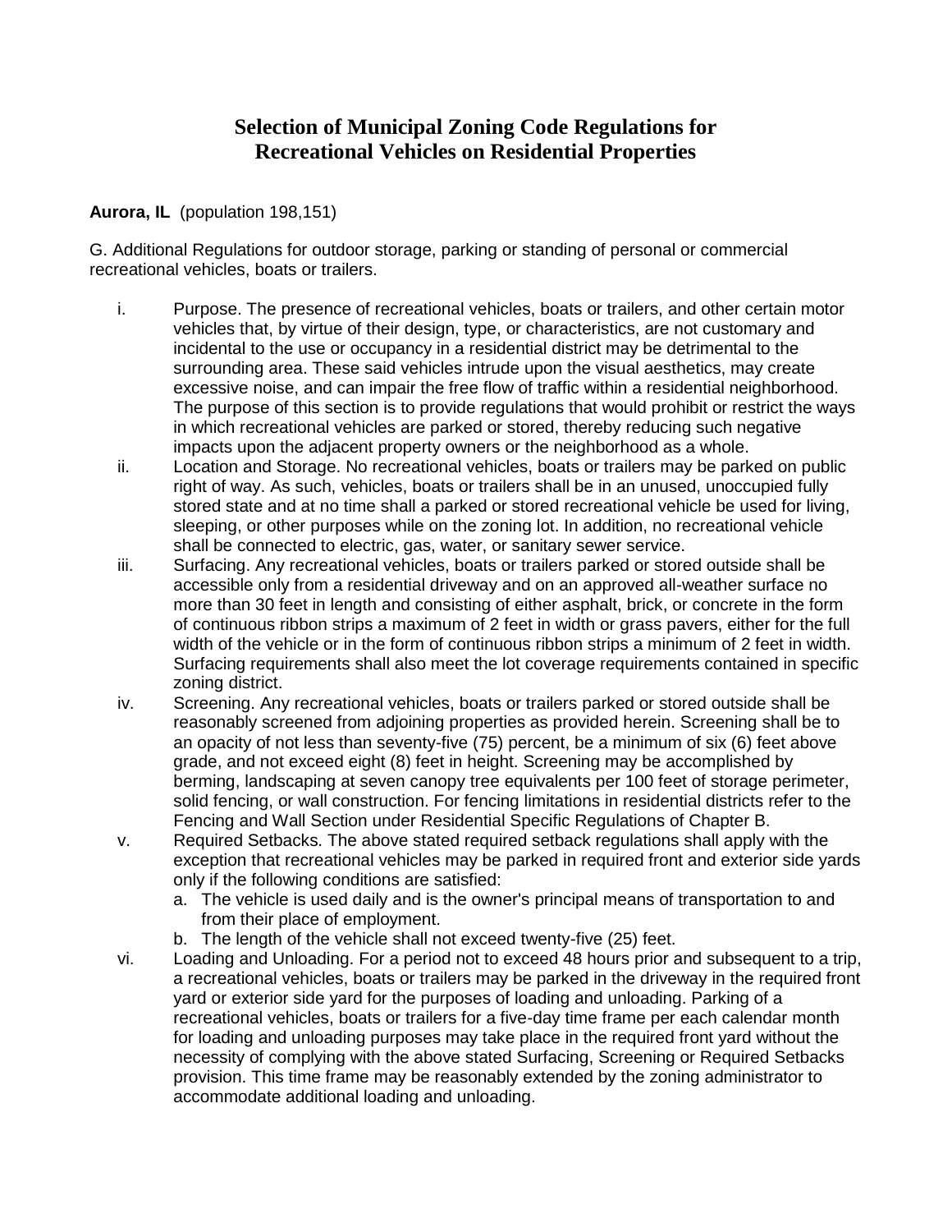# Selection of Municipal Zoning Code Regulations for Recreational Vehicles on Residential Properties

**Aurora, IL** (population 198,151)

G. Additional Regulations for outdoor storage, parking or standing of personal or commercial recreational vehicles, boats or trailers.

i. Purpose. The presence of recreational vehicles, boats or trailers, and other certain motor vehicles that, by virtue of their design, type, or characteristics, are not customary and incidental to the use or occupancy in a residential district may be detrimental to the surrounding area. These said vehicles intrude upon the visual aesthetics, may create excessive noise, and can impair the free flow of traffic within a residential neighborhood. The purpose of this section is to provide regulations that would prohibit or restrict the ways in which recreational vehicles are parked or stored, thereby reducing such negative impacts upon the adjacent property owners or the neighborhood as a whole.

ii. Location and Storage. No recreational vehicles, boats or trailers may be parked on public right of way. As such, vehicles, boats or trailers shall be in an unused, unoccupied fully stored state and at no time shall a parked or stored recreational vehicle be used for living, sleeping, or other purposes while on the zoning lot. In addition, no recreational vehicle shall be connected to electric, gas, water, or sanitary sewer service.

iii. Surfacing. Any recreational vehicles, boats or trailers parked or stored outside shall be accessible only from a residential driveway and on an approved all-weather surface no more than 30 feet in length and consisting of either asphalt, brick, or concrete in the form of continuous ribbon strips a maximum of 2 feet in width or grass pavers, either for the full width of the vehicle or in the form of continuous ribbon strips a minimum of 2 feet in width. Surfacing requirements shall also meet the lot coverage requirements contained in specific zoning district.

iv. Screening. Any recreational vehicles, boats or trailers parked or stored outside shall be reasonably screened from adjoining properties as provided herein. Screening shall be to an opacity of not less than seventy-five (75) percent, be a minimum of six (6) feet above grade, and not exceed eight (8) feet in height. Screening may be accomplished by berming, landscaping at seven canopy tree equivalents per 100 feet of storage perimeter, solid fencing, or wall construction. For fencing limitations in residential districts refer to the Fencing and Wall Section under Residential Specific Regulations of Chapter B.

v. Required Setbacks. The above stated required setback regulations shall apply with the exception that recreational vehicles may be parked in required front and exterior side yards only if the following conditions are satisfied:
   a. The vehicle is used daily and is the owner's principal means of transportation to and from their place of employment.
   b. The length of the vehicle shall not exceed twenty-five (25) feet.

vi. Loading and Unloading. For a period not to exceed 48 hours prior and subsequent to a trip, a recreational vehicles, boats or trailers may be parked in the driveway in the required front yard or exterior side yard for the purposes of loading and unloading. Parking of a recreational vehicles, boats or trailers for a five-day time frame per each calendar month for loading and unloading purposes may take place in the required front yard without the necessity of complying with the above stated Surfacing, Screening or Required Setbacks provision. This time frame may be reasonably extended by the zoning administrator to accommodate additional loading and unloading.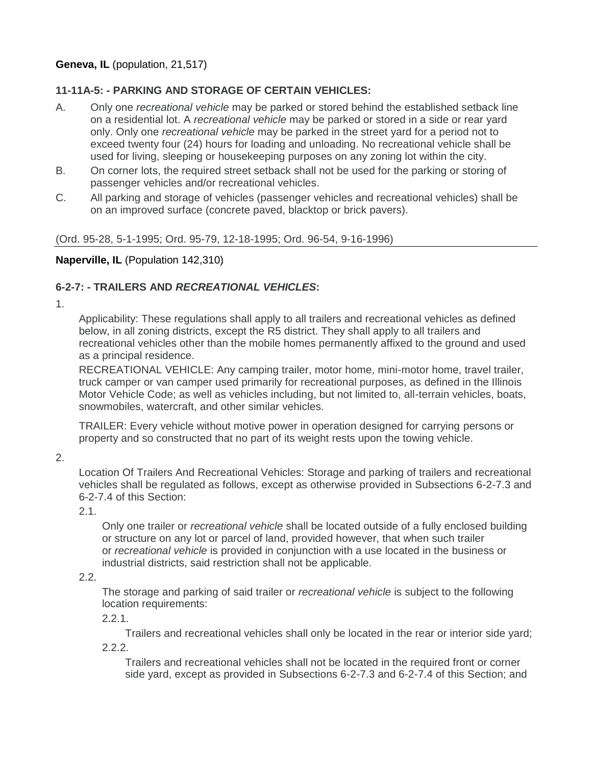**Geneva, IL** (population, 21,517)

**11-11A-5: - PARKING AND STORAGE OF CERTAIN VEHICLES:**

A. Only one *recreational vehicle* may be parked or stored behind the established setback line on a residential lot. A *recreational vehicle* may be parked or stored in a side or rear yard only. Only one *recreational vehicle* may be parked in the street yard for a period not to exceed twenty four (24) hours for loading and unloading. No recreational vehicle shall be used for living, sleeping or housekeeping purposes on any zoning lot within the city.

B. On corner lots, the required street setback shall not be used for the parking or storing of passenger vehicles and/or recreational vehicles.

C. All parking and storage of vehicles (passenger vehicles and recreational vehicles) shall be on an improved surface (concrete paved, blacktop or brick pavers).

(Ord. 95-28, 5-1-1995; Ord. 95-79, 12-18-1995; Ord. 96-54, 9-16-1996)

---

**Naperville, IL** (Population 142,310)

**6-2-7: - TRAILERS AND *RECREATIONAL VEHICLES*:**

1.

Applicability: These regulations shall apply to all trailers and recreational vehicles as defined below, in all zoning districts, except the R5 district. They shall apply to all trailers and recreational vehicles other than the mobile homes permanently affixed to the ground and used as a principal residence.

RECREATIONAL VEHICLE: Any camping trailer, motor home, mini-motor home, travel trailer, truck camper or van camper used primarily for recreational purposes, as defined in the Illinois Motor Vehicle Code; as well as vehicles including, but not limited to, all-terrain vehicles, boats, snowmobiles, watercraft, and other similar vehicles.

TRAILER: Every vehicle without motive power in operation designed for carrying persons or property and so constructed that no part of its weight rests upon the towing vehicle.

2.

Location Of Trailers And Recreational Vehicles: Storage and parking of trailers and recreational vehicles shall be regulated as follows, except as otherwise provided in Subsections 6-2-7.3 and 6-2-7.4 of this Section:

2.1.

Only one trailer or *recreational vehicle* shall be located outside of a fully enclosed building or structure on any lot or parcel of land, provided however, that when such trailer or *recreational vehicle* is provided in conjunction with a use located in the business or industrial districts, said restriction shall not be applicable.

2.2.

The storage and parking of said trailer or *recreational vehicle* is subject to the following location requirements:

2.2.1.

Trailers and recreational vehicles shall only be located in the rear or interior side yard;

2.2.2.

Trailers and recreational vehicles shall not be located in the required front or corner side yard, except as provided in Subsections 6-2-7.3 and 6-2-7.4 of this Section; and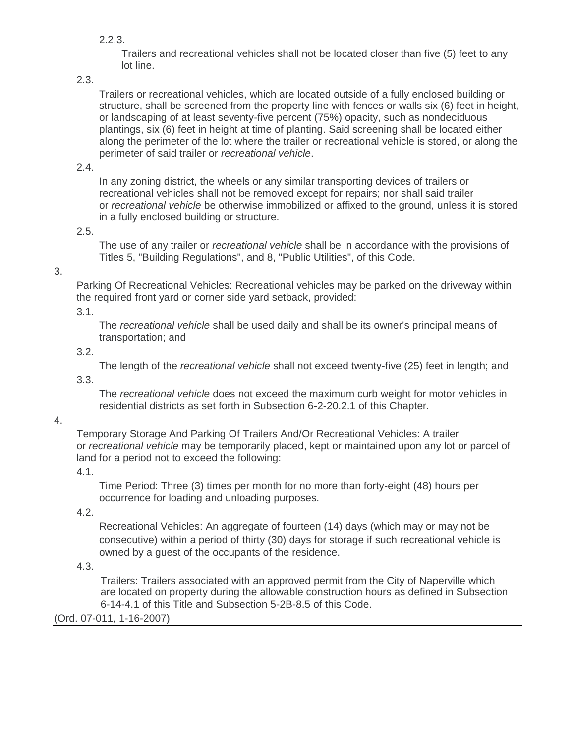2.2.3.

Trailers and recreational vehicles shall not be located closer than five (5) feet to any lot line.

2.3.

Trailers or recreational vehicles, which are located outside of a fully enclosed building or structure, shall be screened from the property line with fences or walls six (6) feet in height, or landscaping of at least seventy-five percent (75%) opacity, such as nondeciduous plantings, six (6) feet in height at time of planting. Said screening shall be located either along the perimeter of the lot where the trailer or recreational vehicle is stored, or along the perimeter of said trailer or *recreational vehicle*.

2.4.

In any zoning district, the wheels or any similar transporting devices of trailers or recreational vehicles shall not be removed except for repairs; nor shall said trailer or *recreational vehicle* be otherwise immobilized or affixed to the ground, unless it is stored in a fully enclosed building or structure.

2.5.

The use of any trailer or *recreational vehicle* shall be in accordance with the provisions of Titles 5, "Building Regulations", and 8, "Public Utilities", of this Code.

3.

Parking Of Recreational Vehicles: Recreational vehicles may be parked on the driveway within the required front yard or corner side yard setback, provided:

3.1.

The *recreational vehicle* shall be used daily and shall be its owner's principal means of transportation; and

3.2.

The length of the *recreational vehicle* shall not exceed twenty-five (25) feet in length; and

3.3.

The *recreational vehicle* does not exceed the maximum curb weight for motor vehicles in residential districts as set forth in Subsection 6-2-20.2.1 of this Chapter.

4.

Temporary Storage And Parking Of Trailers And/Or Recreational Vehicles: A trailer or *recreational vehicle* may be temporarily placed, kept or maintained upon any lot or parcel of land for a period not to exceed the following:

4.1.

Time Period: Three (3) times per month for no more than forty-eight (48) hours per occurrence for loading and unloading purposes.

4.2.

Recreational Vehicles: An aggregate of fourteen (14) days (which may or may not be consecutive) within a period of thirty (30) days for storage if such recreational vehicle is owned by a guest of the occupants of the residence.

4.3.

Trailers: Trailers associated with an approved permit from the City of Naperville which are located on property during the allowable construction hours as defined in Subsection 6-14-4.1 of this Title and Subsection 5-2B-8.5 of this Code.

(Ord. 07-011, 1-16-2007)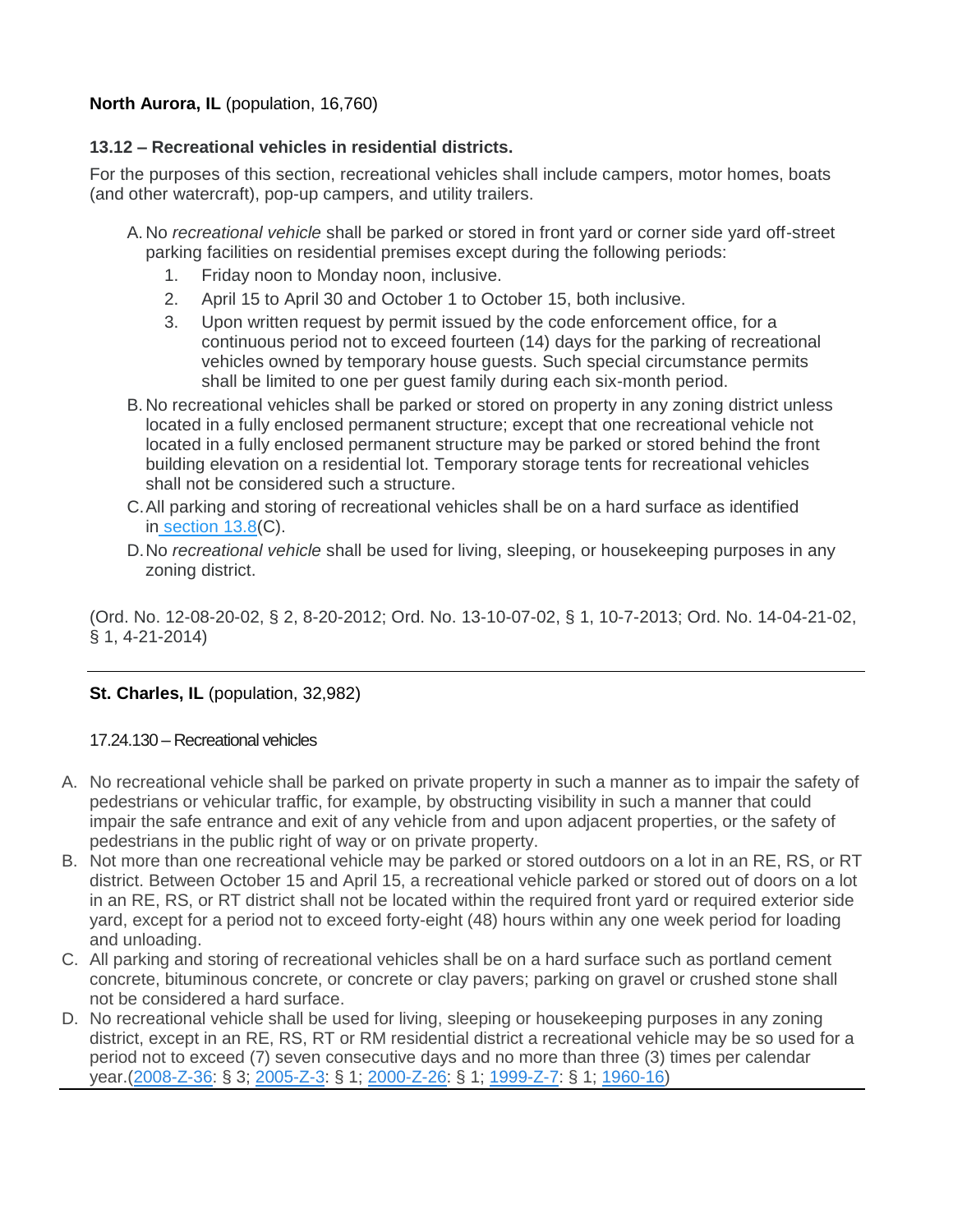**North Aurora, IL** (population, 16,760)

**13.12 – Recreational vehicles in residential districts.**

For the purposes of this section, recreational vehicles shall include campers, motor homes, boats (and other watercraft), pop-up campers, and utility trailers.

A. No *recreational vehicle* shall be parked or stored in front yard or corner side yard off-street parking facilities on residential premises except during the following periods:
   1. Friday noon to Monday noon, inclusive.
   2. April 15 to April 30 and October 1 to October 15, both inclusive.
   3. Upon written request by permit issued by the code enforcement office, for a continuous period not to exceed fourteen (14) days for the parking of recreational vehicles owned by temporary house guests. Such special circumstance permits shall be limited to one per guest family during each six-month period.

B. No recreational vehicles shall be parked or stored on property in any zoning district unless located in a fully enclosed permanent structure; except that one recreational vehicle not located in a fully enclosed permanent structure may be parked or stored behind the front building elevation on a residential lot. Temporary storage tents for recreational vehicles shall not be considered such a structure.

C. All parking and storing of recreational vehicles shall be on a hard surface as identified in section 13.8(C).

D. No *recreational vehicle* shall be used for living, sleeping, or housekeeping purposes in any zoning district.

(Ord. No. 12-08-20-02, § 2, 8-20-2012; Ord. No. 13-10-07-02, § 1, 10-7-2013; Ord. No. 14-04-21-02, § 1, 4-21-2014)

---

**St. Charles, IL** (population, 32,982)

17.24.130 – Recreational vehicles

A. No recreational vehicle shall be parked on private property in such a manner as to impair the safety of pedestrians or vehicular traffic, for example, by obstructing visibility in such a manner that could impair the safe entrance and exit of any vehicle from and upon adjacent properties, or the safety of pedestrians in the public right of way or on private property.

B. Not more than one recreational vehicle may be parked or stored outdoors on a lot in an RE, RS, or RT district. Between October 15 and April 15, a recreational vehicle parked or stored out of doors on a lot in an RE, RS, or RT district shall not be located within the required front yard or required exterior side yard, except for a period not to exceed forty-eight (48) hours within any one week period for loading and unloading.

C. All parking and storing of recreational vehicles shall be on a hard surface such as portland cement concrete, bituminous concrete, or concrete or clay pavers; parking on gravel or crushed stone shall not be considered a hard surface.

D. No recreational vehicle shall be used for living, sleeping or housekeeping purposes in any zoning district, except in an RE, RS, RT or RM residential district a recreational vehicle may be so used for a period not to exceed (7) seven consecutive days and no more than three (3) times per calendar year.(2008-Z-36: § 3; 2005-Z-3: § 1; 2000-Z-26: § 1; 1999-Z-7: § 1; 1960-16)

---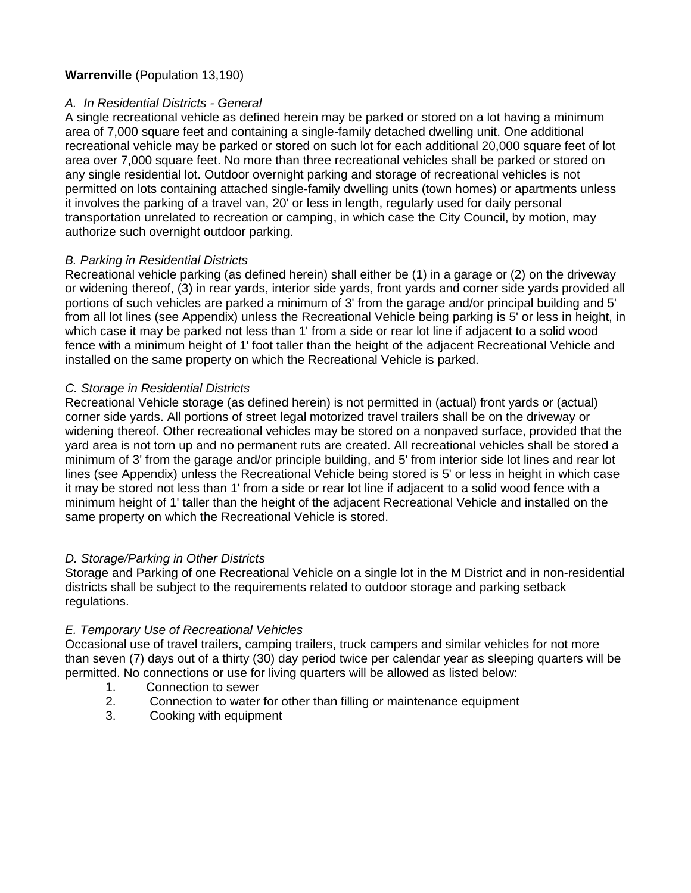**Warrenville** (Population 13,190)

*A. In Residential Districts - General*

A single recreational vehicle as defined herein may be parked or stored on a lot having a minimum area of 7,000 square feet and containing a single-family detached dwelling unit. One additional recreational vehicle may be parked or stored on such lot for each additional 20,000 square feet of lot area over 7,000 square feet. No more than three recreational vehicles shall be parked or stored on any single residential lot. Outdoor overnight parking and storage of recreational vehicles is not permitted on lots containing attached single-family dwelling units (town homes) or apartments unless it involves the parking of a travel van, 20' or less in length, regularly used for daily personal transportation unrelated to recreation or camping, in which case the City Council, by motion, may authorize such overnight outdoor parking.

*B. Parking in Residential Districts*

Recreational vehicle parking (as defined herein) shall either be (1) in a garage or (2) on the driveway or widening thereof, (3) in rear yards, interior side yards, front yards and corner side yards provided all portions of such vehicles are parked a minimum of 3' from the garage and/or principal building and 5' from all lot lines (see Appendix) unless the Recreational Vehicle being parking is 5' or less in height, in which case it may be parked not less than 1' from a side or rear lot line if adjacent to a solid wood fence with a minimum height of 1' foot taller than the height of the adjacent Recreational Vehicle and installed on the same property on which the Recreational Vehicle is parked.

*C. Storage in Residential Districts*

Recreational Vehicle storage (as defined herein) is not permitted in (actual) front yards or (actual) corner side yards. All portions of street legal motorized travel trailers shall be on the driveway or widening thereof. Other recreational vehicles may be stored on a nonpaved surface, provided that the yard area is not torn up and no permanent ruts are created. All recreational vehicles shall be stored a minimum of 3' from the garage and/or principle building, and 5' from interior side lot lines and rear lot lines (see Appendix) unless the Recreational Vehicle being stored is 5' or less in height in which case it may be stored not less than 1' from a side or rear lot line if adjacent to a solid wood fence with a minimum height of 1' taller than the height of the adjacent Recreational Vehicle and installed on the same property on which the Recreational Vehicle is stored.

*D. Storage/Parking in Other Districts*

Storage and Parking of one Recreational Vehicle on a single lot in the M District and in non-residential districts shall be subject to the requirements related to outdoor storage and parking setback regulations.

*E. Temporary Use of Recreational Vehicles*

Occasional use of travel trailers, camping trailers, truck campers and similar vehicles for not more than seven (7) days out of a thirty (30) day period twice per calendar year as sleeping quarters will be permitted. No connections or use for living quarters will be allowed as listed below:

1. Connection to sewer
2. Connection to water for other than filling or maintenance equipment
3. Cooking with equipment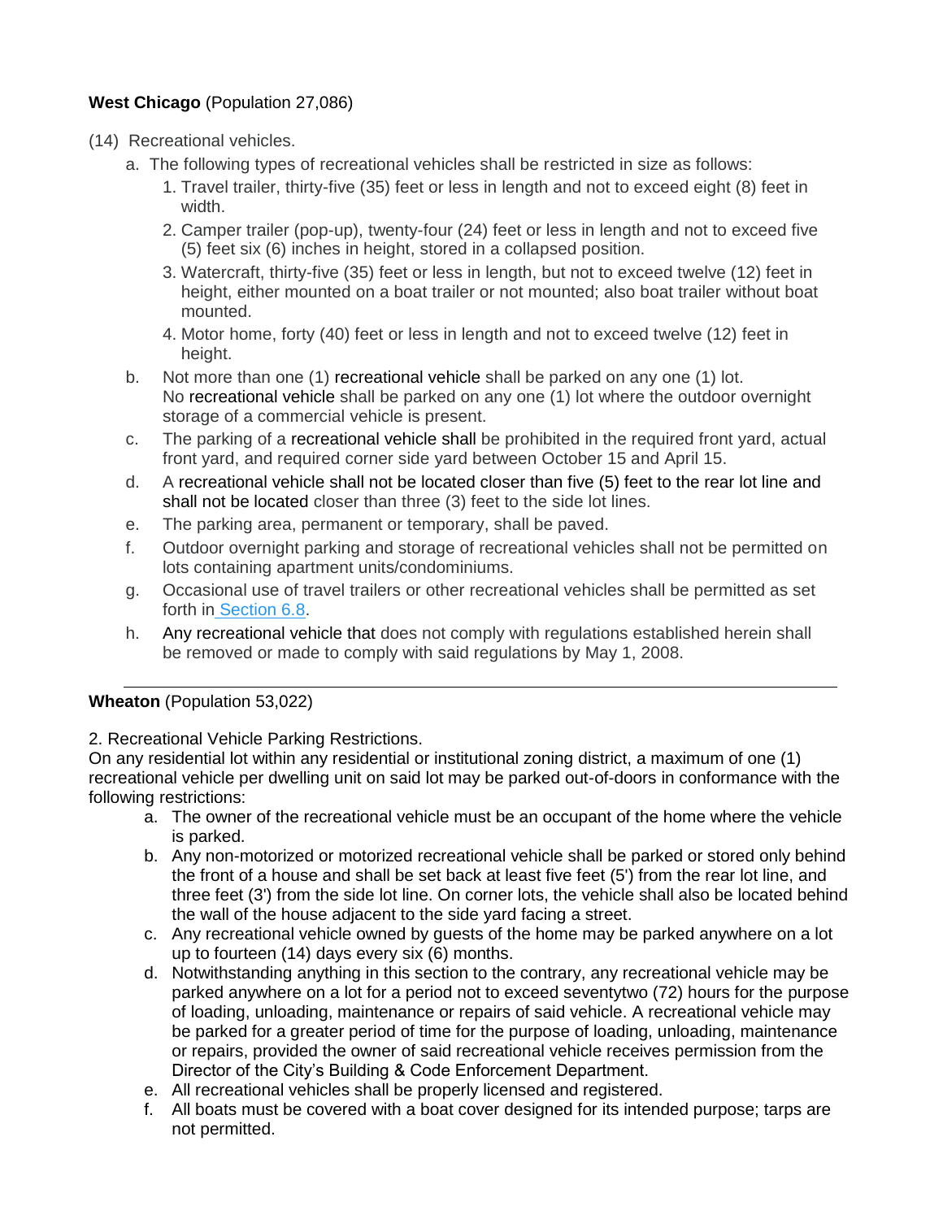**West Chicago** (Population 27,086)

(14) Recreational vehicles.

a. The following types of recreational vehicles shall be restricted in size as follows:
   1. Travel trailer, thirty-five (35) feet or less in length and not to exceed eight (8) feet in width.
   2. Camper trailer (pop-up), twenty-four (24) feet or less in length and not to exceed five (5) feet six (6) inches in height, stored in a collapsed position.
   3. Watercraft, thirty-five (35) feet or less in length, but not to exceed twelve (12) feet in height, either mounted on a boat trailer or not mounted; also boat trailer without boat mounted.
   4. Motor home, forty (40) feet or less in length and not to exceed twelve (12) feet in height.

b. Not more than one (1) recreational vehicle shall be parked on any one (1) lot. No recreational vehicle shall be parked on any one (1) lot where the outdoor overnight storage of a commercial vehicle is present.

c. The parking of a recreational vehicle shall be prohibited in the required front yard, actual front yard, and required corner side yard between October 15 and April 15.

d. A recreational vehicle shall not be located closer than five (5) feet to the rear lot line and shall not be located closer than three (3) feet to the side lot lines.

e. The parking area, permanent or temporary, shall be paved.

f. Outdoor overnight parking and storage of recreational vehicles shall not be permitted on lots containing apartment units/condominiums.

g. Occasional use of travel trailers or other recreational vehicles shall be permitted as set forth in Section 6.8.

h. Any recreational vehicle that does not comply with regulations established herein shall be removed or made to comply with said regulations by May 1, 2008.

---

**Wheaton** (Population 53,022)

2. Recreational Vehicle Parking Restrictions.

On any residential lot within any residential or institutional zoning district, a maximum of one (1) recreational vehicle per dwelling unit on said lot may be parked out-of-doors in conformance with the following restrictions:

a. The owner of the recreational vehicle must be an occupant of the home where the vehicle is parked.

b. Any non-motorized or motorized recreational vehicle shall be parked or stored only behind the front of a house and shall be set back at least five feet (5') from the rear lot line, and three feet (3') from the side lot line. On corner lots, the vehicle shall also be located behind the wall of the house adjacent to the side yard facing a street.

c. Any recreational vehicle owned by guests of the home may be parked anywhere on a lot up to fourteen (14) days every six (6) months.

d. Notwithstanding anything in this section to the contrary, any recreational vehicle may be parked anywhere on a lot for a period not to exceed seventytwo (72) hours for the purpose of loading, unloading, maintenance or repairs of said vehicle. A recreational vehicle may be parked for a greater period of time for the purpose of loading, unloading, maintenance or repairs, provided the owner of said recreational vehicle receives permission from the Director of the City's Building & Code Enforcement Department.

e. All recreational vehicles shall be properly licensed and registered.

f. All boats must be covered with a boat cover designed for its intended purpose; tarps are not permitted.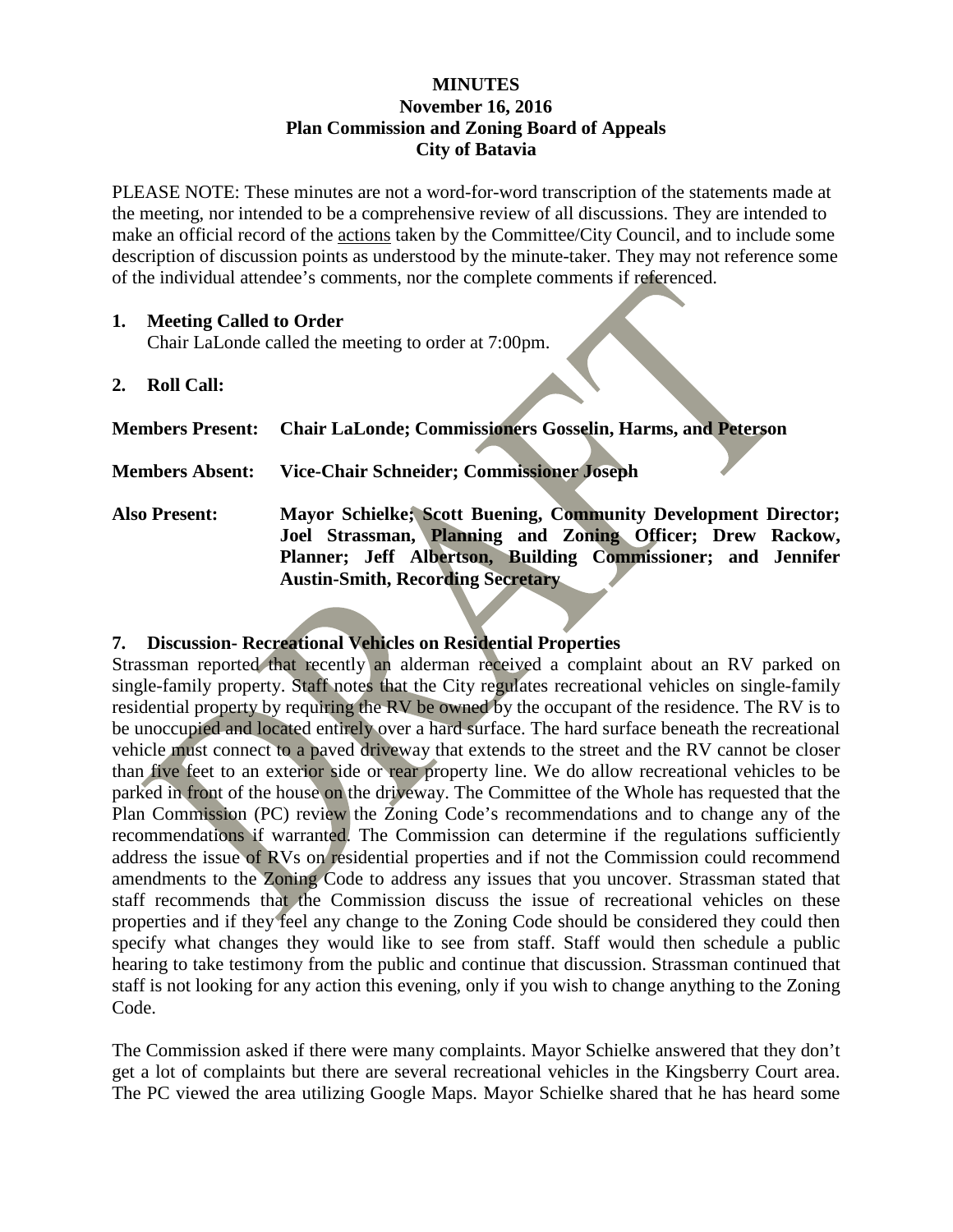**MINUTES**
**November 16, 2016**
**Plan Commission and Zoning Board of Appeals**
**City of Batavia**

PLEASE NOTE: These minutes are not a word-for-word transcription of the statements made at the meeting, nor intended to be a comprehensive review of all discussions. They are intended to make an official record of the actions taken by the Committee/City Council, and to include some description of discussion points as understood by the minute-taker. They may not reference some of the individual attendee's comments, nor the complete comments if referenced.

## 1. Meeting Called to Order

Chair LaLonde called the meeting to order at 7:00pm.

## 2. Roll Call:

**Members Present:** **Chair LaLonde; Commissioners Gosselin, Harms, and Peterson**

**Members Absent:** **Vice-Chair Schneider; Commissioner Joseph**

**Also Present:** **Mayor Schielke; Scott Buening, Community Development Director; Joel Strassman, Planning and Zoning Officer; Drew Rackow, Planner; Jeff Albertson, Building Commissioner; and Jennifer Austin-Smith, Recording Secretary**

## 7. Discussion- Recreational Vehicles on Residential Properties

Strassman reported that recently an alderman received a complaint about an RV parked on single-family property. Staff notes that the City regulates recreational vehicles on single-family residential property by requiring the RV be owned by the occupant of the residence. The RV is to be unoccupied and located entirely over a hard surface. The hard surface beneath the recreational vehicle must connect to a paved driveway that extends to the street and the RV cannot be closer than five feet to an exterior side or rear property line. We do allow recreational vehicles to be parked in front of the house on the driveway. The Committee of the Whole has requested that the Plan Commission (PC) review the Zoning Code's recommendations and to change any of the recommendations if warranted. The Commission can determine if the regulations sufficiently address the issue of RVs on residential properties and if not the Commission could recommend amendments to the Zoning Code to address any issues that you uncover. Strassman stated that staff recommends that the Commission discuss the issue of recreational vehicles on these properties and if they feel any change to the Zoning Code should be considered they could then specify what changes they would like to see from staff. Staff would then schedule a public hearing to take testimony from the public and continue that discussion. Strassman continued that staff is not looking for any action this evening, only if you wish to change anything to the Zoning Code.

The Commission asked if there were many complaints. Mayor Schielke answered that they don't get a lot of complaints but there are several recreational vehicles in the Kingsberry Court area. The PC viewed the area utilizing Google Maps. Mayor Schielke shared that he has heard some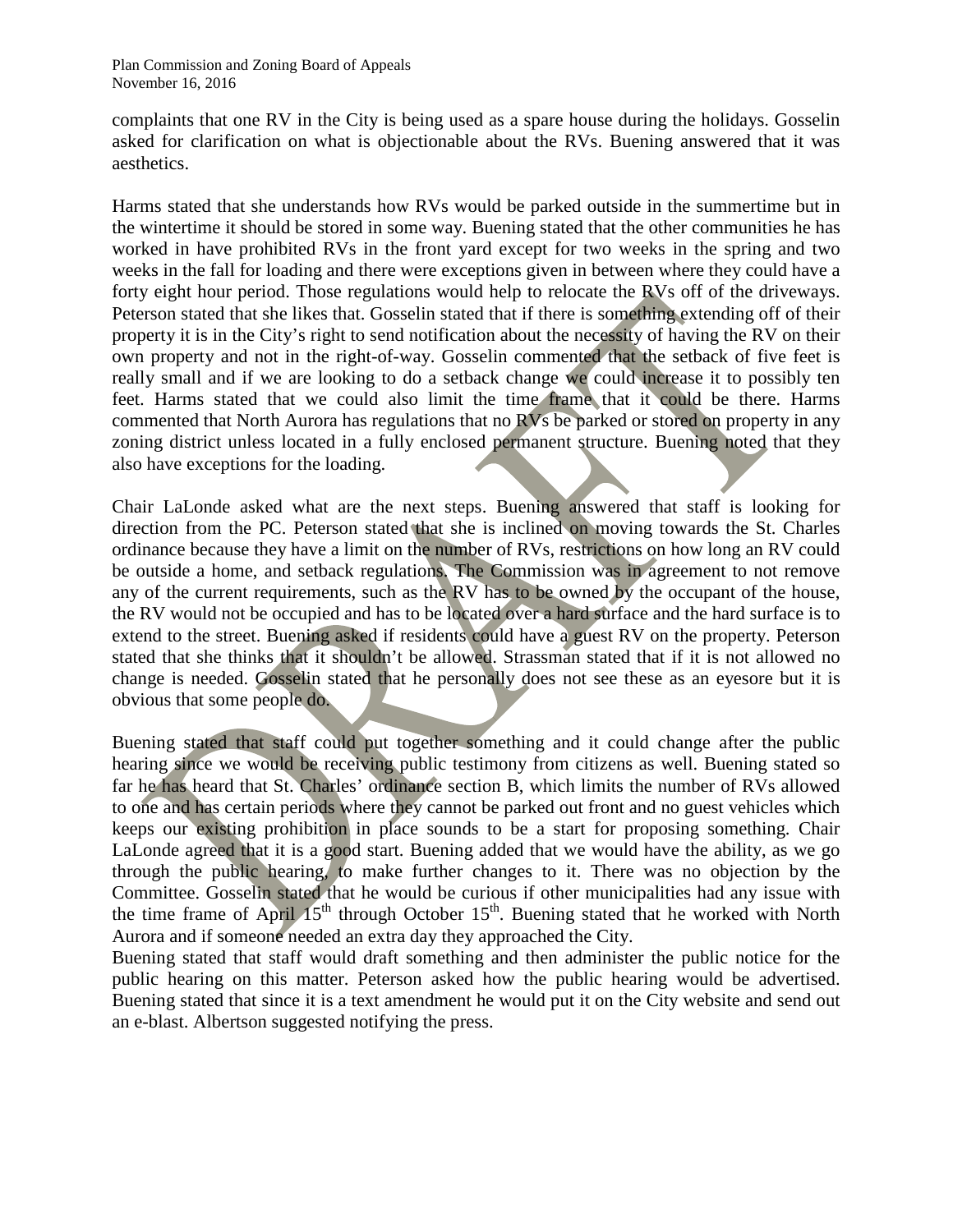complaints that one RV in the City is being used as a spare house during the holidays. Gosselin asked for clarification on what is objectionable about the RVs. Buening answered that it was aesthetics.

Harms stated that she understands how RVs would be parked outside in the summertime but in the wintertime it should be stored in some way. Buening stated that the other communities he has worked in have prohibited RVs in the front yard except for two weeks in the spring and two weeks in the fall for loading and there were exceptions given in between where they could have a forty eight hour period. Those regulations would help to relocate the RVs off of the driveways. Peterson stated that she likes that. Gosselin stated that if there is something extending off of their property it is in the City's right to send notification about the necessity of having the RV on their own property and not in the right-of-way. Gosselin commented that the setback of five feet is really small and if we are looking to do a setback change we could increase it to possibly ten feet. Harms stated that we could also limit the time frame that it could be there. Harms commented that North Aurora has regulations that no RVs be parked or stored on property in any zoning district unless located in a fully enclosed permanent structure. Buening noted that they also have exceptions for the loading.

Chair LaLonde asked what are the next steps. Buening answered that staff is looking for direction from the PC. Peterson stated that she is inclined on moving towards the St. Charles ordinance because they have a limit on the number of RVs, restrictions on how long an RV could be outside a home, and setback regulations. The Commission was in agreement to not remove any of the current requirements, such as the RV has to be owned by the occupant of the house, the RV would not be occupied and has to be located over a hard surface and the hard surface is to extend to the street. Buening asked if residents could have a guest RV on the property. Peterson stated that she thinks that it shouldn't be allowed. Strassman stated that if it is not allowed no change is needed. Gosselin stated that he personally does not see these as an eyesore but it is obvious that some people do.

Buening stated that staff could put together something and it could change after the public hearing since we would be receiving public testimony from citizens as well. Buening stated so far he has heard that St. Charles' ordinance section B, which limits the number of RVs allowed to one and has certain periods where they cannot be parked out front and no guest vehicles which keeps our existing prohibition in place sounds to be a start for proposing something. Chair LaLonde agreed that it is a good start. Buening added that we would have the ability, as we go through the public hearing, to make further changes to it. There was no objection by the Committee. Gosselin stated that he would be curious if other municipalities had any issue with the time frame of April 15th through October 15th. Buening stated that he worked with North Aurora and if someone needed an extra day they approached the City.

Buening stated that staff would draft something and then administer the public notice for the public hearing on this matter. Peterson asked how the public hearing would be advertised. Buening stated that since it is a text amendment he would put it on the City website and send out an e-blast. Albertson suggested notifying the press.